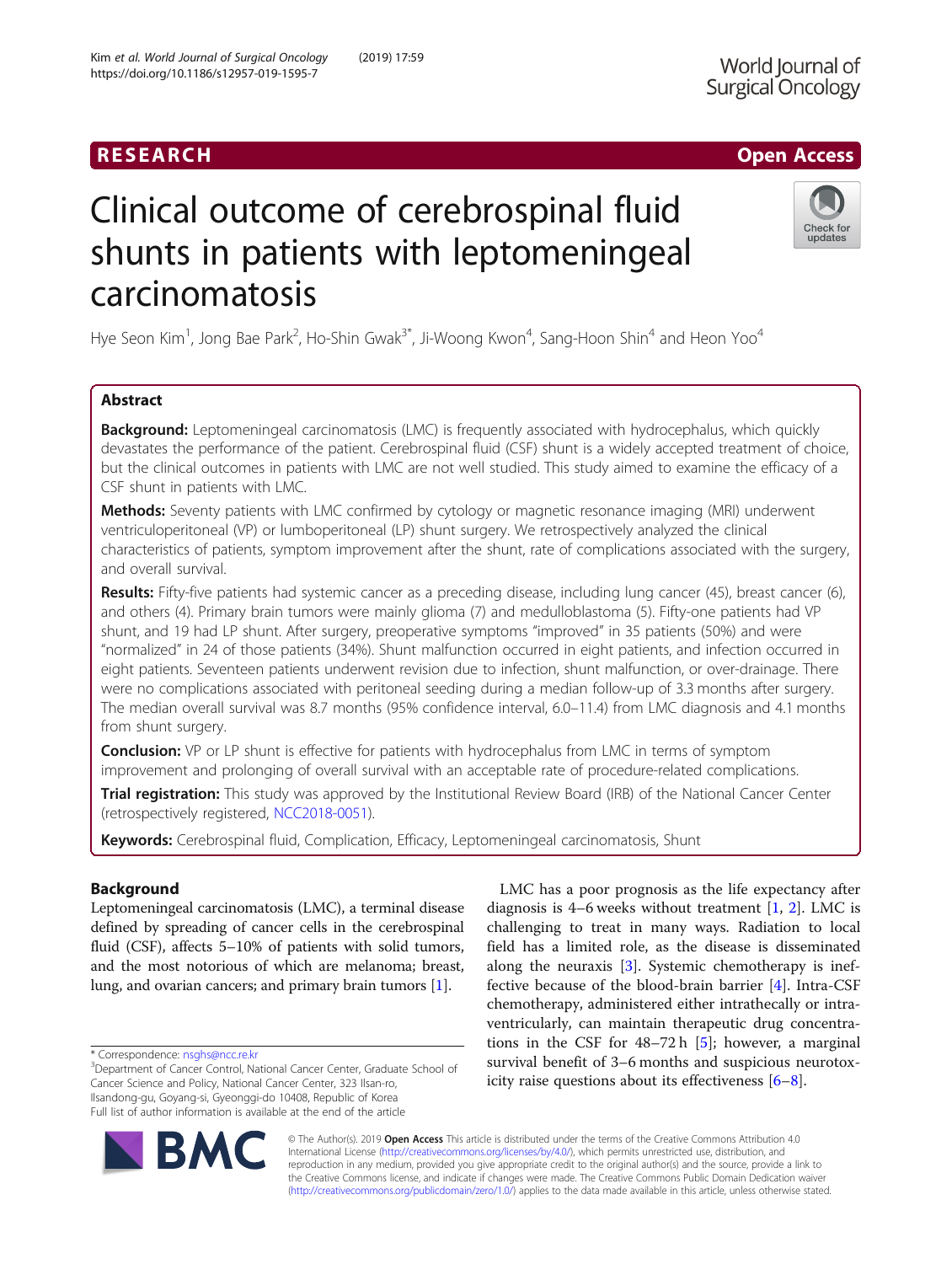RESEARCH

Open Access

# Clinical outcome of cerebrospinal fluid shunts in patients with leptomeningeal carcinomatosis

Hye Seon Kim[1], Jong Bae Park[2], Ho-Shin Gwak[3*], Ji-Woong Kwon[4], Sang-Hoon Shin[4] and Heon Yoo[4]

## Abstract

**Background:** Leptomeningeal carcinomatosis (LMC) is frequently associated with hydrocephalus, which quickly devastates the performance of the patient. Cerebrospinal fluid (CSF) shunt is a widely accepted treatment of choice, but the clinical outcomes in patients with LMC are not well studied. This study aimed to examine the efficacy of a CSF shunt in patients with LMC.

**Methods:** Seventy patients with LMC confirmed by cytology or magnetic resonance imaging (MRI) underwent ventriculoperitoneal (VP) or lumboperitoneal (LP) shunt surgery. We retrospectively analyzed the clinical characteristics of patients, symptom improvement after the shunt, rate of complications associated with the surgery, and overall survival.

**Results:** Fifty-five patients had systemic cancer as a preceding disease, including lung cancer (45), breast cancer (6), and others (4). Primary brain tumors were mainly glioma (7) and medulloblastoma (5). Fifty-one patients had VP shunt, and 19 had LP shunt. After surgery, preoperative symptoms "improved" in 35 patients (50%) and were "normalized" in 24 of those patients (34%). Shunt malfunction occurred in eight patients, and infection occurred in eight patients. Seventeen patients underwent revision due to infection, shunt malfunction, or over-drainage. There were no complications associated with peritoneal seeding during a median follow-up of 3.3 months after surgery. The median overall survival was 8.7 months (95% confidence interval, 6.0–11.4) from LMC diagnosis and 4.1 months from shunt surgery.

**Conclusion:** VP or LP shunt is effective for patients with hydrocephalus from LMC in terms of symptom improvement and prolonging of overall survival with an acceptable rate of procedure-related complications.

**Trial registration:** This study was approved by the Institutional Review Board (IRB) of the National Cancer Center (retrospectively registered, NCC2018-0051).

**Keywords:** Cerebrospinal fluid, Complication, Efficacy, Leptomeningeal carcinomatosis, Shunt

## Background

Leptomeningeal carcinomatosis (LMC), a terminal disease defined by spreading of cancer cells in the cerebrospinal fluid (CSF), affects 5–10% of patients with solid tumors, and the most notorious of which are melanoma; breast, lung, and ovarian cancers; and primary brain tumors [1].

LMC has a poor prognosis as the life expectancy after diagnosis is 4–6 weeks without treatment [1, 2]. LMC is challenging to treat in many ways. Radiation to local field has a limited role, as the disease is disseminated along the neuraxis [3]. Systemic chemotherapy is ineffective because of the blood-brain barrier [4]. Intra-CSF chemotherapy, administered either intrathecally or intraventricularly, can maintain therapeutic drug concentrations in the CSF for 48–72 h [5]; however, a marginal survival benefit of 3–6 months and suspicious neurotoxicity raise questions about its effectiveness [6–8].

* Correspondence: nsghs@ncc.re.kr
[3]Department of Cancer Control, National Cancer Center, Graduate School of Cancer Science and Policy, National Cancer Center, 323 Ilsan-ro, Ilsandong-gu, Goyang-si, Gyeonggi-do 10408, Republic of Korea
Full list of author information is available at the end of the article

© The Author(s). 2019 **Open Access** This article is distributed under the terms of the Creative Commons Attribution 4.0 International License (http://creativecommons.org/licenses/by/4.0/), which permits unrestricted use, distribution, and reproduction in any medium, provided you give appropriate credit to the original author(s) and the source, provide a link to the Creative Commons license, and indicate if changes were made. The Creative Commons Public Domain Dedication waiver (http://creativecommons.org/publicdomain/zero/1.0/) applies to the data made available in this article, unless otherwise stated.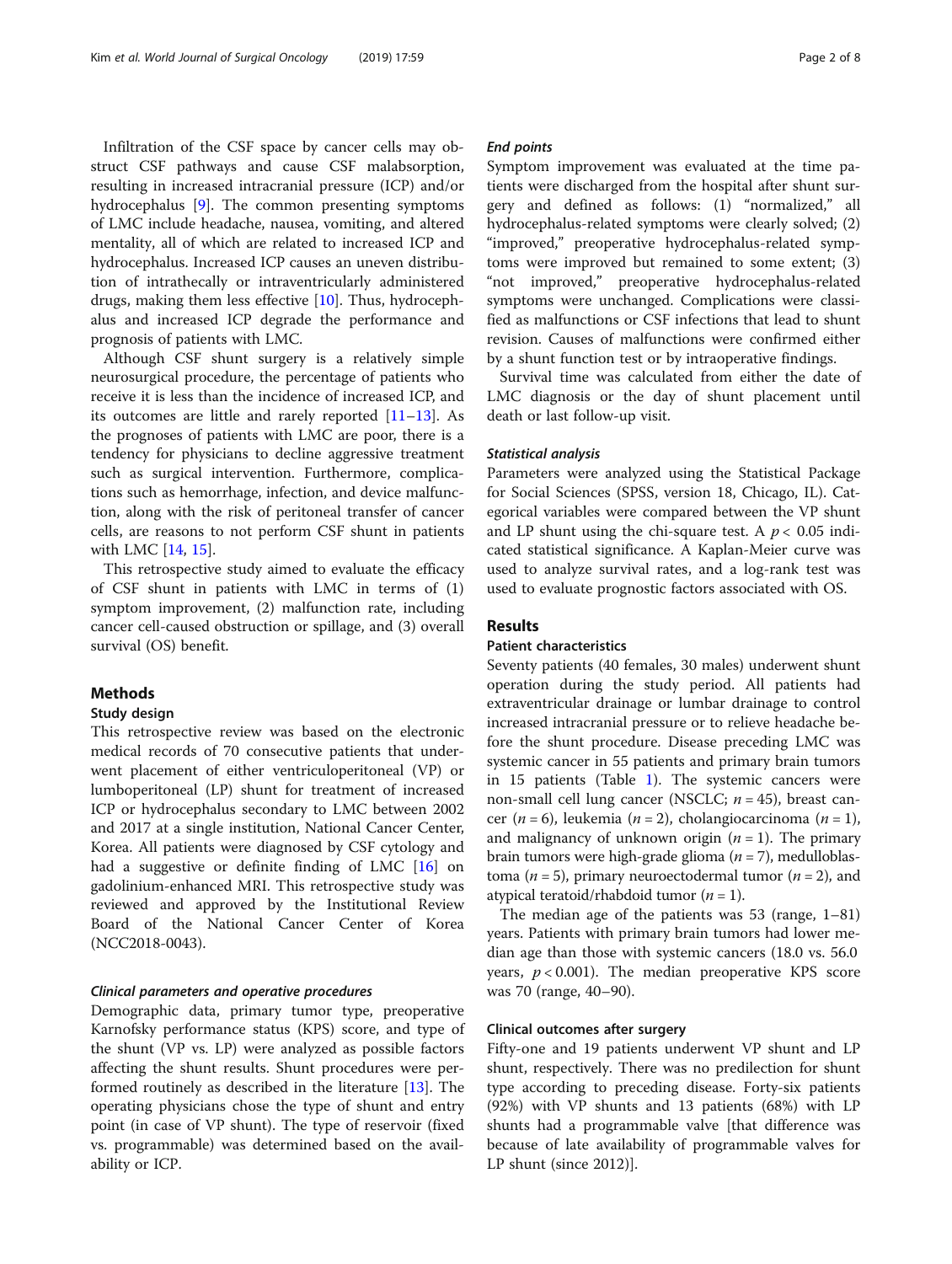Infiltration of the CSF space by cancer cells may obstruct CSF pathways and cause CSF malabsorption, resulting in increased intracranial pressure (ICP) and/or hydrocephalus [9]. The common presenting symptoms of LMC include headache, nausea, vomiting, and altered mentality, all of which are related to increased ICP and hydrocephalus. Increased ICP causes an uneven distribution of intrathecally or intraventricularly administered drugs, making them less effective [10]. Thus, hydrocephalus and increased ICP degrade the performance and prognosis of patients with LMC.

Although CSF shunt surgery is a relatively simple neurosurgical procedure, the percentage of patients who receive it is less than the incidence of increased ICP, and its outcomes are little and rarely reported [11–13]. As the prognoses of patients with LMC are poor, there is a tendency for physicians to decline aggressive treatment such as surgical intervention. Furthermore, complications such as hemorrhage, infection, and device malfunction, along with the risk of peritoneal transfer of cancer cells, are reasons to not perform CSF shunt in patients with LMC [14, 15].

This retrospective study aimed to evaluate the efficacy of CSF shunt in patients with LMC in terms of (1) symptom improvement, (2) malfunction rate, including cancer cell-caused obstruction or spillage, and (3) overall survival (OS) benefit.

## Methods

### Study design

This retrospective review was based on the electronic medical records of 70 consecutive patients that underwent placement of either ventriculoperitoneal (VP) or lumboperitoneal (LP) shunt for treatment of increased ICP or hydrocephalus secondary to LMC between 2002 and 2017 at a single institution, National Cancer Center, Korea. All patients were diagnosed by CSF cytology and had a suggestive or definite finding of LMC [16] on gadolinium-enhanced MRI. This retrospective study was reviewed and approved by the Institutional Review Board of the National Cancer Center of Korea (NCC2018-0043).

#### *Clinical parameters and operative procedures*

Demographic data, primary tumor type, preoperative Karnofsky performance status (KPS) score, and type of the shunt (VP vs. LP) were analyzed as possible factors affecting the shunt results. Shunt procedures were performed routinely as described in the literature [13]. The operating physicians chose the type of shunt and entry point (in case of VP shunt). The type of reservoir (fixed vs. programmable) was determined based on the availability or ICP.

#### *End points*

Symptom improvement was evaluated at the time patients were discharged from the hospital after shunt surgery and defined as follows: (1) "normalized," all hydrocephalus-related symptoms were clearly solved; (2) "improved," preoperative hydrocephalus-related symptoms were improved but remained to some extent; (3) "not improved," preoperative hydrocephalus-related symptoms were unchanged. Complications were classified as malfunctions or CSF infections that lead to shunt revision. Causes of malfunctions were confirmed either by a shunt function test or by intraoperative findings.

Survival time was calculated from either the date of LMC diagnosis or the day of shunt placement until death or last follow-up visit.

#### *Statistical analysis*

Parameters were analyzed using the Statistical Package for Social Sciences (SPSS, version 18, Chicago, IL). Categorical variables were compared between the VP shunt and LP shunt using the chi-square test. A $p < 0.05$ indicated statistical significance. A Kaplan-Meier curve was used to analyze survival rates, and a log-rank test was used to evaluate prognostic factors associated with OS.

## Results

### Patient characteristics

Seventy patients (40 females, 30 males) underwent shunt operation during the study period. All patients had extraventricular drainage or lumbar drainage to control increased intracranial pressure or to relieve headache before the shunt procedure. Disease preceding LMC was systemic cancer in 55 patients and primary brain tumors in 15 patients (Table 1). The systemic cancers were non-small cell lung cancer (NSCLC; $n = 45$), breast cancer ($n = 6$), leukemia ($n = 2$), cholangiocarcinoma ($n = 1$), and malignancy of unknown origin ($n = 1$). The primary brain tumors were high-grade glioma ($n = 7$), medulloblastoma ($n = 5$), primary neuroectodermal tumor ($n = 2$), and atypical teratoid/rhabdoid tumor ($n = 1$).

The median age of the patients was 53 (range, 1–81) years. Patients with primary brain tumors had lower median age than those with systemic cancers (18.0 vs. 56.0 years, $p < 0.001$). The median preoperative KPS score was 70 (range, 40–90).

### Clinical outcomes after surgery

Fifty-one and 19 patients underwent VP shunt and LP shunt, respectively. There was no predilection for shunt type according to preceding disease. Forty-six patients (92%) with VP shunts and 13 patients (68%) with LP shunts had a programmable valve [that difference was because of late availability of programmable valves for LP shunt (since 2012)].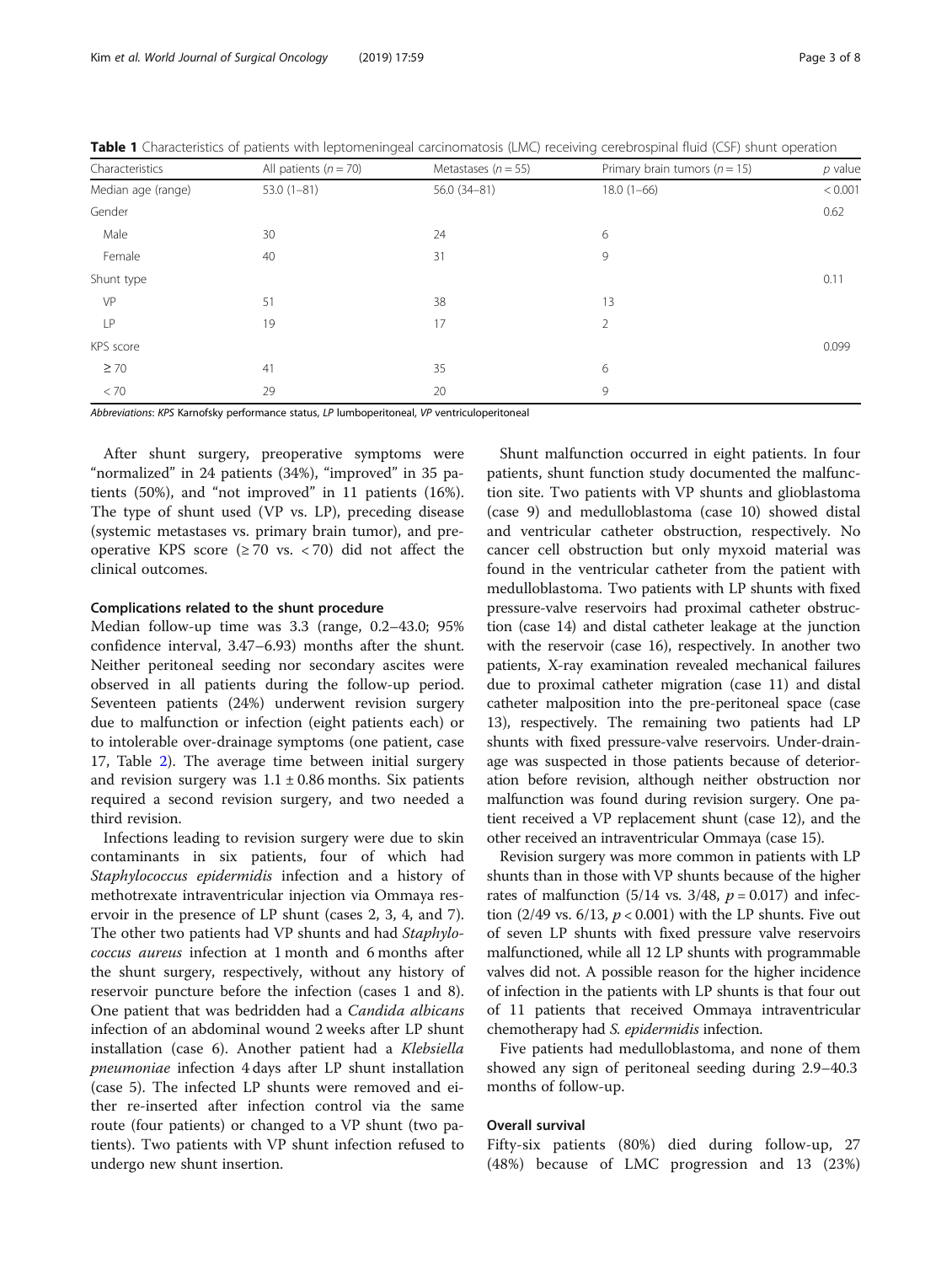**Table 1** Characteristics of patients with leptomeningeal carcinomatosis (LMC) receiving cerebrospinal fluid (CSF) shunt operation

| Characteristics | All patients ($n = 70$) | Metastases ($n = 55$) | Primary brain tumors ($n = 15$) | $p$ value |
|---|---|---|---|---|
| Median age (range) | 53.0 (1–81) | 56.0 (34–81) | 18.0 (1–66) | < 0.001 |
| Gender | | | | 0.62 |
| Male | 30 | 24 | 6 | |
| Female | 40 | 31 | 9 | |
| Shunt type | | | | 0.11 |
| VP | 51 | 38 | 13 | |
| LP | 19 | 17 | 2 | |
| KPS score | | | | 0.099 |
| ≥ 70 | 41 | 35 | 6 | |
| < 70 | 29 | 20 | 9 | |

*Abbreviations*: *KPS* Karnofsky performance status, *LP* lumboperitoneal, *VP* ventriculoperitoneal

After shunt surgery, preoperative symptoms were "normalized" in 24 patients (34%), "improved" in 35 patients (50%), and "not improved" in 11 patients (16%). The type of shunt used (VP vs. LP), preceding disease (systemic metastases vs. primary brain tumor), and preoperative KPS score (≥ 70 vs. < 70) did not affect the clinical outcomes.

### Complications related to the shunt procedure

Median follow-up time was 3.3 (range, 0.2–43.0; 95% confidence interval, 3.47–6.93) months after the shunt. Neither peritoneal seeding nor secondary ascites were observed in all patients during the follow-up period. Seventeen patients (24%) underwent revision surgery due to malfunction or infection (eight patients each) or to intolerable over-drainage symptoms (one patient, case 17, Table 2). The average time between initial surgery and revision surgery was 1.1 ± 0.86 months. Six patients required a second revision surgery, and two needed a third revision.

Infections leading to revision surgery were due to skin contaminants in six patients, four of which had *Staphylococcus epidermidis* infection and a history of methotrexate intraventricular injection via Ommaya reservoir in the presence of LP shunt (cases 2, 3, 4, and 7). The other two patients had VP shunts and had *Staphylococcus aureus* infection at 1 month and 6 months after the shunt surgery, respectively, without any history of reservoir puncture before the infection (cases 1 and 8). One patient that was bedridden had a *Candida albicans* infection of an abdominal wound 2 weeks after LP shunt installation (case 6). Another patient had a *Klebsiella pneumoniae* infection 4 days after LP shunt installation (case 5). The infected LP shunts were removed and either re-inserted after infection control via the same route (four patients) or changed to a VP shunt (two patients). Two patients with VP shunt infection refused to undergo new shunt insertion.

Shunt malfunction occurred in eight patients. In four patients, shunt function study documented the malfunction site. Two patients with VP shunts and glioblastoma (case 9) and medulloblastoma (case 10) showed distal and ventricular catheter obstruction, respectively. No cancer cell obstruction but only myxoid material was found in the ventricular catheter from the patient with medulloblastoma. Two patients with LP shunts with fixed pressure-valve reservoirs had proximal catheter obstruction (case 14) and distal catheter leakage at the junction with the reservoir (case 16), respectively. In another two patients, X-ray examination revealed mechanical failures due to proximal catheter migration (case 11) and distal catheter malposition into the pre-peritoneal space (case 13), respectively. The remaining two patients had LP shunts with fixed pressure-valve reservoirs. Under-drainage was suspected in those patients because of deterioration before revision, although neither obstruction nor malfunction was found during revision surgery. One patient received a VP replacement shunt (case 12), and the other received an intraventricular Ommaya (case 15).

Revision surgery was more common in patients with LP shunts than in those with VP shunts because of the higher rates of malfunction (5/14 vs. 3/48, $p = 0.017$) and infection (2/49 vs. 6/13, $p < 0.001$) with the LP shunts. Five out of seven LP shunts with fixed pressure valve reservoirs malfunctioned, while all 12 LP shunts with programmable valves did not. A possible reason for the higher incidence of infection in the patients with LP shunts is that four out of 11 patients that received Ommaya intraventricular chemotherapy had *S. epidermidis* infection.

Five patients had medulloblastoma, and none of them showed any sign of peritoneal seeding during 2.9–40.3 months of follow-up.

### Overall survival

Fifty-six patients (80%) died during follow-up, 27 (48%) because of LMC progression and 13 (23%)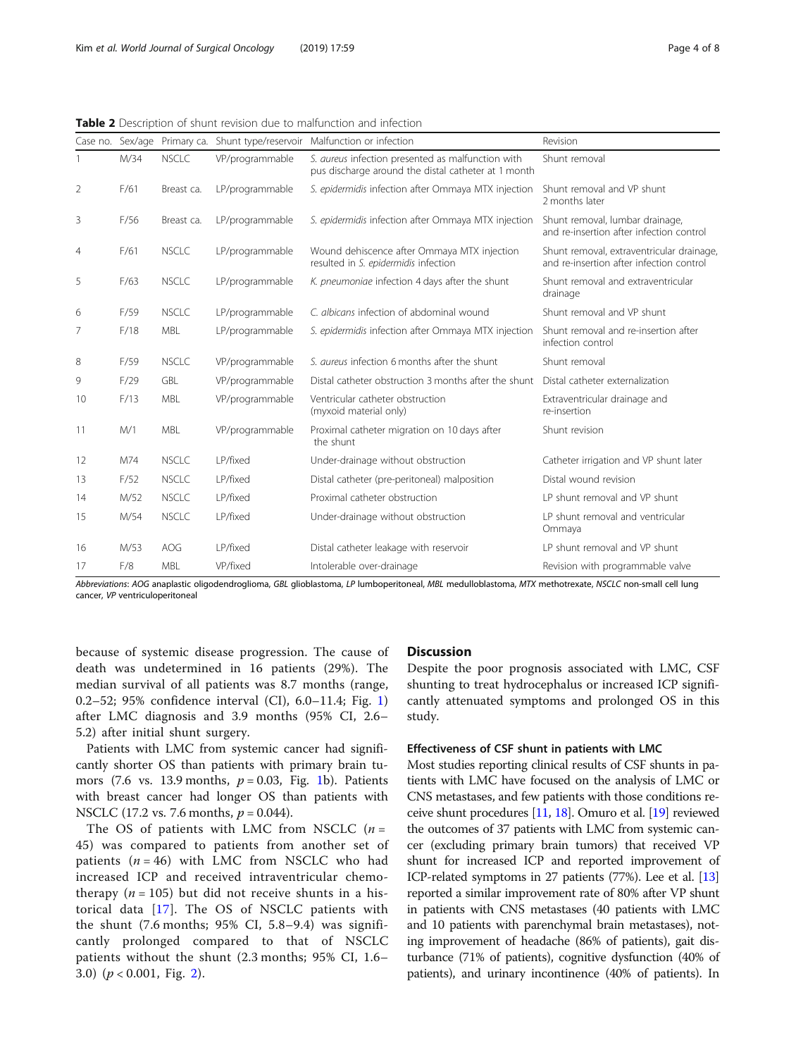**Table 2** Description of shunt revision due to malfunction and infection

| Case no. | Sex/age | Primary ca. | Shunt type/reservoir | Malfunction or infection | Revision |
|---|---|---|---|---|---|
| 1 | M/34 | NSCLC | VP/programmable | *S. aureus* infection presented as malfunction with pus discharge around the distal catheter at 1 month | Shunt removal |
| 2 | F/61 | Breast ca. | LP/programmable | *S. epidermidis* infection after Ommaya MTX injection | Shunt removal and VP shunt 2 months later |
| 3 | F/56 | Breast ca. | LP/programmable | *S. epidermidis* infection after Ommaya MTX injection | Shunt removal, lumbar drainage, and re-insertion after infection control |
| 4 | F/61 | NSCLC | LP/programmable | Wound dehiscence after Ommaya MTX injection resulted in *S. epidermidis* infection | Shunt removal, extraventricular drainage, and re-insertion after infection control |
| 5 | F/63 | NSCLC | LP/programmable | *K. pneumoniae* infection 4 days after the shunt | Shunt removal and extraventricular drainage |
| 6 | F/59 | NSCLC | LP/programmable | *C. albicans* infection of abdominal wound | Shunt removal and VP shunt |
| 7 | F/18 | MBL | LP/programmable | *S. epidermidis* infection after Ommaya MTX injection | Shunt removal and re-insertion after infection control |
| 8 | F/59 | NSCLC | VP/programmable | *S. aureus* infection 6 months after the shunt | Shunt removal |
| 9 | F/29 | GBL | VP/programmable | Distal catheter obstruction 3 months after the shunt | Distal catheter externalization |
| 10 | F/13 | MBL | VP/programmable | Ventricular catheter obstruction (myxoid material only) | Extraventricular drainage and re-insertion |
| 11 | M/1 | MBL | VP/programmable | Proximal catheter migration on 10 days after the shunt | Shunt revision |
| 12 | M74 | NSCLC | LP/fixed | Under-drainage without obstruction | Catheter irrigation and VP shunt later |
| 13 | F/52 | NSCLC | LP/fixed | Distal catheter (pre-peritoneal) malposition | Distal wound revision |
| 14 | M/52 | NSCLC | LP/fixed | Proximal catheter obstruction | LP shunt removal and VP shunt |
| 15 | M/54 | NSCLC | LP/fixed | Under-drainage without obstruction | LP shunt removal and ventricular Ommaya |
| 16 | M/53 | AOG | LP/fixed | Distal catheter leakage with reservoir | LP shunt removal and VP shunt |
| 17 | F/8 | MBL | VP/fixed | Intolerable over-drainage | Revision with programmable valve |

*Abbreviations*: *AOG* anaplastic oligodendroglioma, *GBL* glioblastoma, *LP* lumboperitoneal, *MBL* medulloblastoma, *MTX* methotrexate, *NSCLC* non-small cell lung cancer, *VP* ventriculoperitoneal

because of systemic disease progression. The cause of death was undetermined in 16 patients (29%). The median survival of all patients was 8.7 months (range, 0.2–52; 95% confidence interval (CI), 6.0–11.4; Fig. 1) after LMC diagnosis and 3.9 months (95% CI, 2.6–5.2) after initial shunt surgery.

Patients with LMC from systemic cancer had significantly shorter OS than patients with primary brain tumors (7.6 vs. 13.9 months, $p = 0.03$, Fig. 1b). Patients with breast cancer had longer OS than patients with NSCLC (17.2 vs. 7.6 months, $p = 0.044$).

The OS of patients with LMC from NSCLC ($n = 45$) was compared to patients from another set of patients ($n = 46$) with LMC from NSCLC who had increased ICP and received intraventricular chemotherapy ($n = 105$) but did not receive shunts in a historical data [17]. The OS of NSCLC patients with the shunt (7.6 months; 95% CI, 5.8–9.4) was significantly prolonged compared to that of NSCLC patients without the shunt (2.3 months; 95% CI, 1.6–3.0) ($p < 0.001$, Fig. 2).

## Discussion

Despite the poor prognosis associated with LMC, CSF shunting to treat hydrocephalus or increased ICP significantly attenuated symptoms and prolonged OS in this study.

### Effectiveness of CSF shunt in patients with LMC

Most studies reporting clinical results of CSF shunts in patients with LMC have focused on the analysis of LMC or CNS metastases, and few patients with those conditions receive shunt procedures [11, 18]. Omuro et al. [19] reviewed the outcomes of 37 patients with LMC from systemic cancer (excluding primary brain tumors) that received VP shunt for increased ICP and reported improvement of ICP-related symptoms in 27 patients (77%). Lee et al. [13] reported a similar improvement rate of 80% after VP shunt in patients with CNS metastases (40 patients with LMC and 10 patients with parenchymal brain metastases), noting improvement of headache (86% of patients), gait disturbance (71% of patients), cognitive dysfunction (40% of patients), and urinary incontinence (40% of patients). In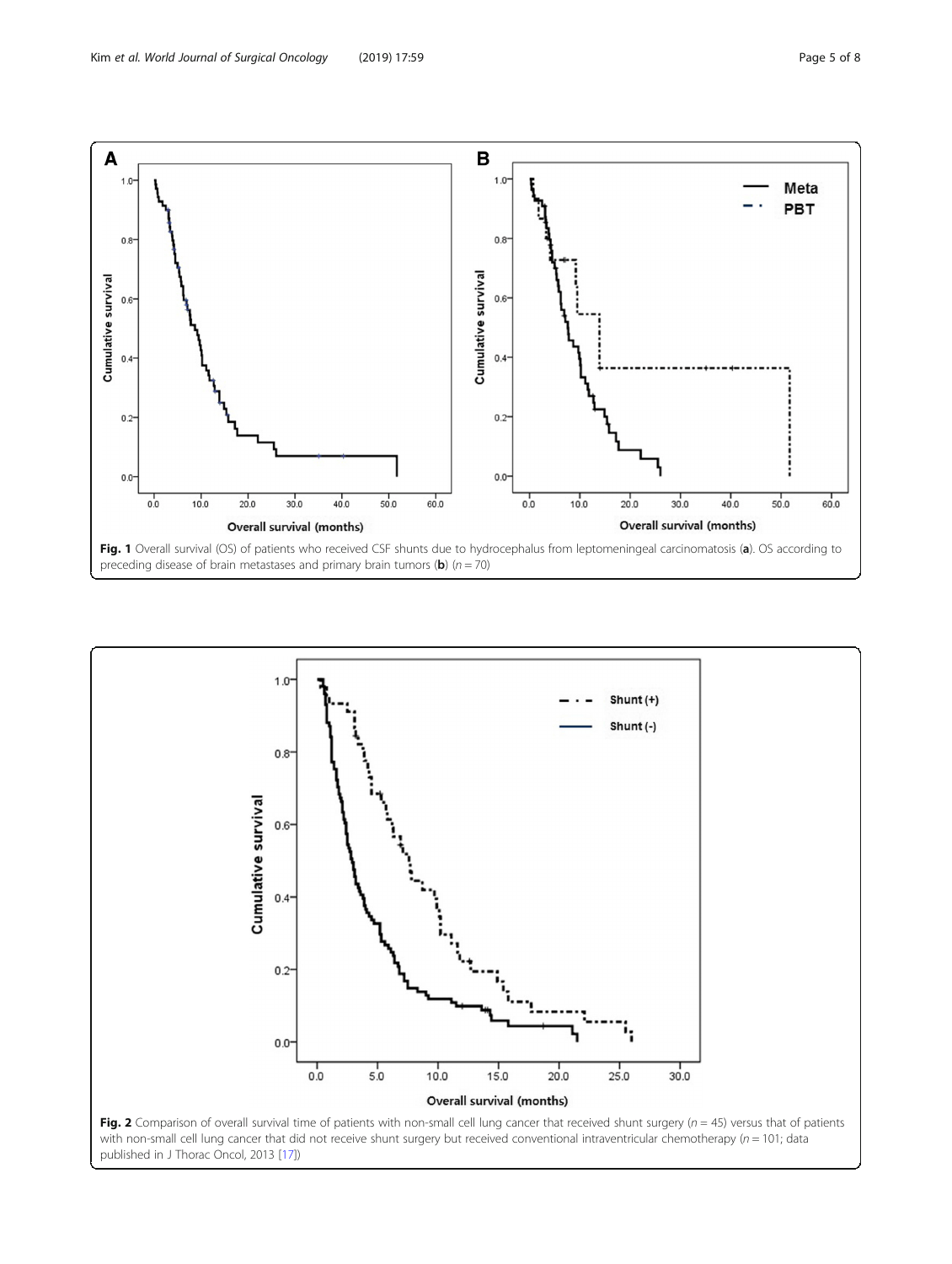**Fig. 1** Overall survival (OS) of patients who received CSF shunts due to hydrocephalus from leptomeningeal carcinomatosis (**a**). OS according to preceding disease of brain metastases and primary brain tumors (**b**) ($n = 70$)

**Fig. 2** Comparison of overall survival time of patients with non-small cell lung cancer that received shunt surgery ($n = 45$) versus that of patients with non-small cell lung cancer that did not receive shunt surgery but received conventional intraventricular chemotherapy ($n = 101$; data published in J Thorac Oncol, 2013 [17])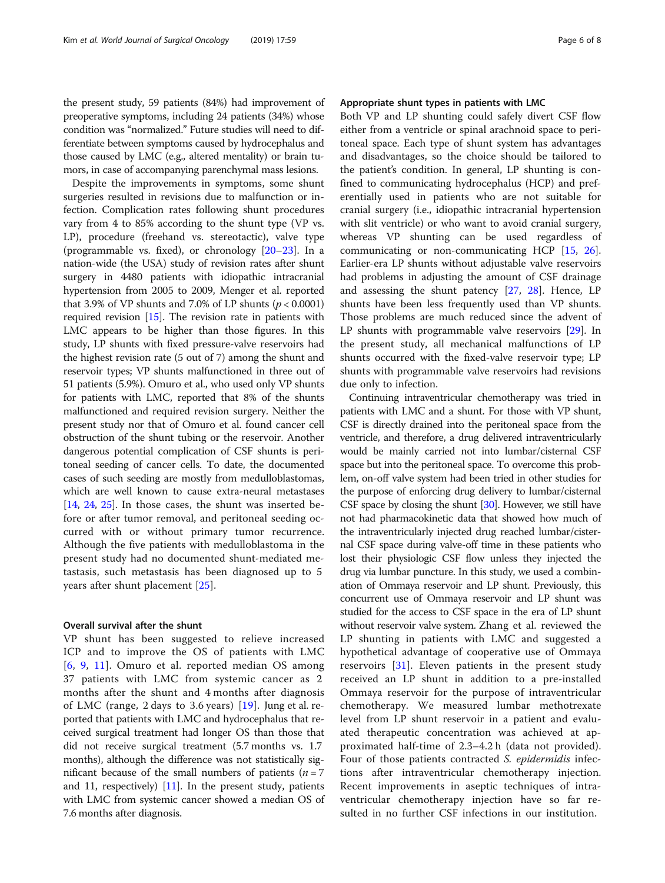the present study, 59 patients (84%) had improvement of preoperative symptoms, including 24 patients (34%) whose condition was "normalized." Future studies will need to differentiate between symptoms caused by hydrocephalus and those caused by LMC (e.g., altered mentality) or brain tumors, in case of accompanying parenchymal mass lesions.

Despite the improvements in symptoms, some shunt surgeries resulted in revisions due to malfunction or infection. Complication rates following shunt procedures vary from 4 to 85% according to the shunt type (VP vs. LP), procedure (freehand vs. stereotactic), valve type (programmable vs. fixed), or chronology [20–23]. In a nation-wide (the USA) study of revision rates after shunt surgery in 4480 patients with idiopathic intracranial hypertension from 2005 to 2009, Menger et al. reported that 3.9% of VP shunts and 7.0% of LP shunts ($p < 0.0001$) required revision [15]. The revision rate in patients with LMC appears to be higher than those figures. In this study, LP shunts with fixed pressure-valve reservoirs had the highest revision rate (5 out of 7) among the shunt and reservoir types; VP shunts malfunctioned in three out of 51 patients (5.9%). Omuro et al., who used only VP shunts for patients with LMC, reported that 8% of the shunts malfunctioned and required revision surgery. Neither the present study nor that of Omuro et al. found cancer cell obstruction of the shunt tubing or the reservoir. Another dangerous potential complication of CSF shunts is peritoneal seeding of cancer cells. To date, the documented cases of such seeding are mostly from medulloblastomas, which are well known to cause extra-neural metastases [14, 24, 25]. In those cases, the shunt was inserted before or after tumor removal, and peritoneal seeding occurred with or without primary tumor recurrence. Although the five patients with medulloblastoma in the present study had no documented shunt-mediated metastasis, such metastasis has been diagnosed up to 5 years after shunt placement [25].

### Overall survival after the shunt

VP shunt has been suggested to relieve increased ICP and to improve the OS of patients with LMC [6, 9, 11]. Omuro et al. reported median OS among 37 patients with LMC from systemic cancer as 2 months after the shunt and 4 months after diagnosis of LMC (range, 2 days to 3.6 years) [19]. Jung et al. reported that patients with LMC and hydrocephalus that received surgical treatment had longer OS than those that did not receive surgical treatment (5.7 months vs. 1.7 months), although the difference was not statistically significant because of the small numbers of patients ($n = 7$ and 11, respectively) [11]. In the present study, patients with LMC from systemic cancer showed a median OS of 7.6 months after diagnosis.

### Appropriate shunt types in patients with LMC

Both VP and LP shunting could safely divert CSF flow either from a ventricle or spinal arachnoid space to peritoneal space. Each type of shunt system has advantages and disadvantages, so the choice should be tailored to the patient's condition. In general, LP shunting is confined to communicating hydrocephalus (HCP) and preferentially used in patients who are not suitable for cranial surgery (i.e., idiopathic intracranial hypertension with slit ventricle) or who want to avoid cranial surgery, whereas VP shunting can be used regardless of communicating or non-communicating HCP [15, 26]. Earlier-era LP shunts without adjustable valve reservoirs had problems in adjusting the amount of CSF drainage and assessing the shunt patency [27, 28]. Hence, LP shunts have been less frequently used than VP shunts. Those problems are much reduced since the advent of LP shunts with programmable valve reservoirs [29]. In the present study, all mechanical malfunctions of LP shunts occurred with the fixed-valve reservoir type; LP shunts with programmable valve reservoirs had revisions due only to infection.

Continuing intraventricular chemotherapy was tried in patients with LMC and a shunt. For those with VP shunt, CSF is directly drained into the peritoneal space from the ventricle, and therefore, a drug delivered intraventricularly would be mainly carried not into lumbar/cisternal CSF space but into the peritoneal space. To overcome this problem, on-off valve system had been tried in other studies for the purpose of enforcing drug delivery to lumbar/cisternal CSF space by closing the shunt [30]. However, we still have not had pharmacokinetic data that showed how much of the intraventricularly injected drug reached lumbar/cisternal CSF space during valve-off time in these patients who lost their physiologic CSF flow unless they injected the drug via lumbar puncture. In this study, we used a combination of Ommaya reservoir and LP shunt. Previously, this concurrent use of Ommaya reservoir and LP shunt was studied for the access to CSF space in the era of LP shunt without reservoir valve system. Zhang et al. reviewed the LP shunting in patients with LMC and suggested a hypothetical advantage of cooperative use of Ommaya reservoirs [31]. Eleven patients in the present study received an LP shunt in addition to a pre-installed Ommaya reservoir for the purpose of intraventricular chemotherapy. We measured lumbar methotrexate level from LP shunt reservoir in a patient and evaluated therapeutic concentration was achieved at approximated half-time of 2.3–4.2 h (data not provided). Four of those patients contracted *S. epidermidis* infections after intraventricular chemotherapy injection. Recent improvements in aseptic techniques of intraventricular chemotherapy injection have so far resulted in no further CSF infections in our institution.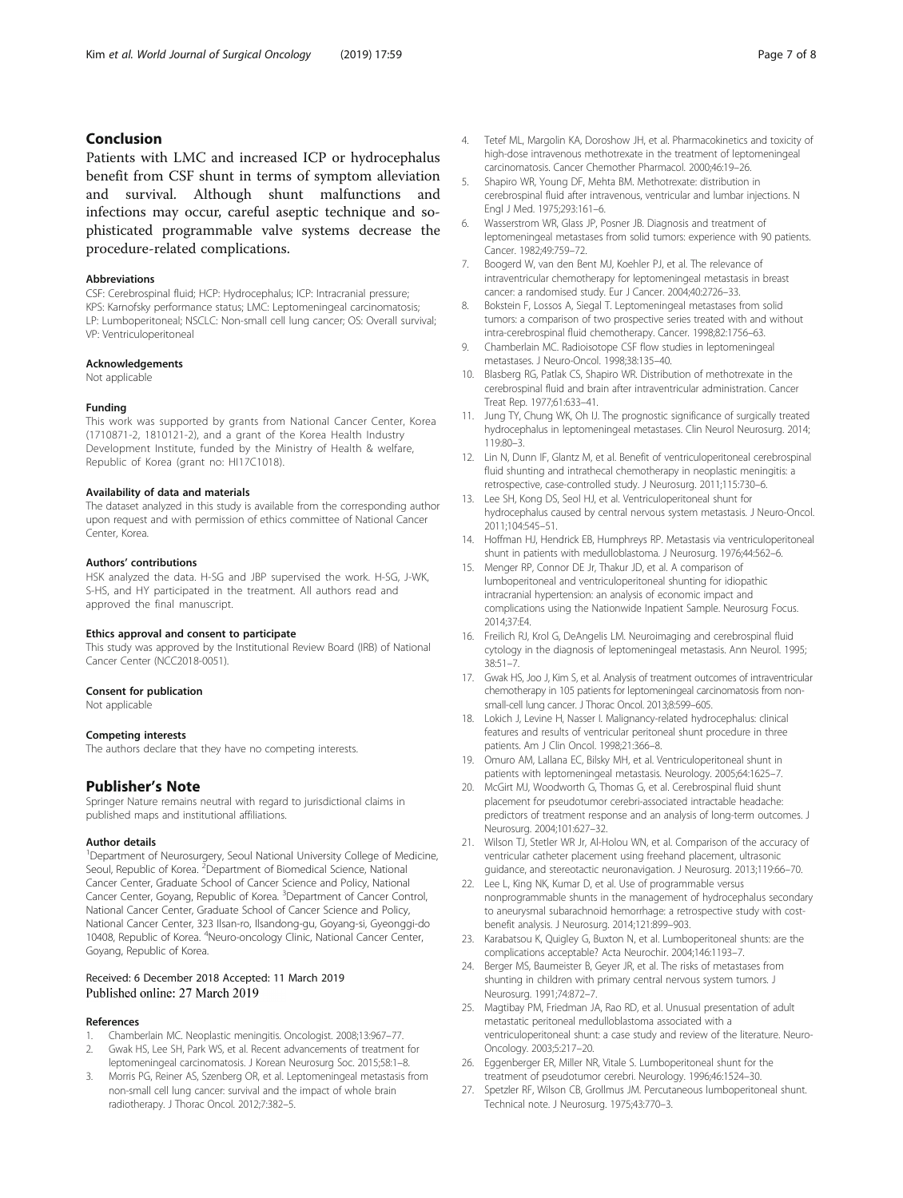## Conclusion

Patients with LMC and increased ICP or hydrocephalus benefit from CSF shunt in terms of symptom alleviation and survival. Although shunt malfunctions and infections may occur, careful aseptic technique and sophisticated programmable valve systems decrease the procedure-related complications.

### Abbreviations

CSF: Cerebrospinal fluid; HCP: Hydrocephalus; ICP: Intracranial pressure; KPS: Karnofsky performance status; LMC: Leptomeningeal carcinomatosis; LP: Lumboperitoneal; NSCLC: Non-small cell lung cancer; OS: Overall survival; VP: Ventriculoperitoneal

### Acknowledgements

Not applicable

### Funding

This work was supported by grants from National Cancer Center, Korea (1710871-2, 1810121-2), and a grant of the Korea Health Industry Development Institute, funded by the Ministry of Health & welfare, Republic of Korea (grant no: HI17C1018).

### Availability of data and materials

The dataset analyzed in this study is available from the corresponding author upon request and with permission of ethics committee of National Cancer Center, Korea.

### Authors' contributions

HSK analyzed the data. H-SG and JBP supervised the work. H-SG, J-WK, S-HS, and HY participated in the treatment. All authors read and approved the final manuscript.

### Ethics approval and consent to participate

This study was approved by the Institutional Review Board (IRB) of National Cancer Center (NCC2018-0051).

### Consent for publication

Not applicable

### Competing interests

The authors declare that they have no competing interests.

## Publisher's Note

Springer Nature remains neutral with regard to jurisdictional claims in published maps and institutional affiliations.

### Author details

[1]Department of Neurosurgery, Seoul National University College of Medicine, Seoul, Republic of Korea. [2]Department of Biomedical Science, National Cancer Center, Graduate School of Cancer Science and Policy, National Cancer Center, Goyang, Republic of Korea. [3]Department of Cancer Control, National Cancer Center, Graduate School of Cancer Science and Policy, National Cancer Center, 323 Ilsan-ro, Ilsandong-gu, Goyang-si, Gyeonggi-do 10408, Republic of Korea. [4]Neuro-oncology Clinic, National Cancer Center, Goyang, Republic of Korea.

Received: 6 December 2018 Accepted: 11 March 2019
Published online: 27 March 2019

### References

1. Chamberlain MC. Neoplastic meningitis. Oncologist. 2008;13:967–77.
2. Gwak HS, Lee SH, Park WS, et al. Recent advancements of treatment for leptomeningeal carcinomatosis. J Korean Neurosurg Soc. 2015;58:1–8.
3. Morris PG, Reiner AS, Szenberg OR, et al. Leptomeningeal metastasis from non-small cell lung cancer: survival and the impact of whole brain radiotherapy. J Thorac Oncol. 2012;7:382–5.
4. Tetef ML, Margolin KA, Doroshow JH, et al. Pharmacokinetics and toxicity of high-dose intravenous methotrexate in the treatment of leptomeningeal carcinomatosis. Cancer Chemother Pharmacol. 2000;46:19–26.
5. Shapiro WR, Young DF, Mehta BM. Methotrexate: distribution in cerebrospinal fluid after intravenous, ventricular and lumbar injections. N Engl J Med. 1975;293:161–6.
6. Wasserstrom WR, Glass JP, Posner JB. Diagnosis and treatment of leptomeningeal metastases from solid tumors: experience with 90 patients. Cancer. 1982;49:759–72.
7. Boogerd W, van den Bent MJ, Koehler PJ, et al. The relevance of intraventricular chemotherapy for leptomeningeal metastasis in breast cancer: a randomised study. Eur J Cancer. 2004;40:2726–33.
8. Bokstein F, Lossos A, Siegal T. Leptomeningeal metastases from solid tumors: a comparison of two prospective series treated with and without intra-cerebrospinal fluid chemotherapy. Cancer. 1998;82:1756–63.
9. Chamberlain MC. Radioisotope CSF flow studies in leptomeningeal metastases. J Neuro-Oncol. 1998;38:135–40.
10. Blasberg RG, Patlak CS, Shapiro WR. Distribution of methotrexate in the cerebrospinal fluid and brain after intraventricular administration. Cancer Treat Rep. 1977;61:633–41.
11. Jung TY, Chung WK, Oh IJ. The prognostic significance of surgically treated hydrocephalus in leptomeningeal metastases. Clin Neurol Neurosurg. 2014;119:80–3.
12. Lin N, Dunn IF, Glantz M, et al. Benefit of ventriculoperitoneal cerebrospinal fluid shunting and intrathecal chemotherapy in neoplastic meningitis: a retrospective, case-controlled study. J Neurosurg. 2011;115:730–6.
13. Lee SH, Kong DS, Seol HJ, et al. Ventriculoperitoneal shunt for hydrocephalus caused by central nervous system metastasis. J Neuro-Oncol. 2011;104:545–51.
14. Hoffman HJ, Hendrick EB, Humphreys RP. Metastasis via ventriculoperitoneal shunt in patients with medulloblastoma. J Neurosurg. 1976;44:562–6.
15. Menger RP, Connor DE Jr, Thakur JD, et al. A comparison of lumboperitoneal and ventriculoperitoneal shunting for idiopathic intracranial hypertension: an analysis of economic impact and complications using the Nationwide Inpatient Sample. Neurosurg Focus. 2014;37:E4.
16. Freilich RJ, Krol G, DeAngelis LM. Neuroimaging and cerebrospinal fluid cytology in the diagnosis of leptomeningeal metastasis. Ann Neurol. 1995;38:51–7.
17. Gwak HS, Joo J, Kim S, et al. Analysis of treatment outcomes of intraventricular chemotherapy in 105 patients for leptomeningeal carcinomatosis from non-small-cell lung cancer. J Thorac Oncol. 2013;8:599–605.
18. Lokich J, Levine H, Nasser I. Malignancy-related hydrocephalus: clinical features and results of ventricular peritoneal shunt procedure in three patients. Am J Clin Oncol. 1998;21:366–8.
19. Omuro AM, Lallana EC, Bilsky MH, et al. Ventriculoperitoneal shunt in patients with leptomeningeal metastasis. Neurology. 2005;64:1625–7.
20. McGirt MJ, Woodworth G, Thomas G, et al. Cerebrospinal fluid shunt placement for pseudotumor cerebri-associated intractable headache: predictors of treatment response and an analysis of long-term outcomes. J Neurosurg. 2004;101:627–32.
21. Wilson TJ, Stetler WR Jr, Al-Holou WN, et al. Comparison of the accuracy of ventricular catheter placement using freehand placement, ultrasonic guidance, and stereotactic neuronavigation. J Neurosurg. 2013;119:66–70.
22. Lee L, King NK, Kumar D, et al. Use of programmable versus nonprogrammable shunts in the management of hydrocephalus secondary to aneurysmal subarachnoid hemorrhage: a retrospective study with cost-benefit analysis. J Neurosurg. 2014;121:899–903.
23. Karabatsou K, Quigley G, Buxton N, et al. Lumboperitoneal shunts: are the complications acceptable? Acta Neurochir. 2004;146:1193–7.
24. Berger MS, Baumeister B, Geyer JR, et al. The risks of metastases from shunting in children with primary central nervous system tumors. J Neurosurg. 1991;74:872–7.
25. Magtibay PM, Friedman JA, Rao RD, et al. Unusual presentation of adult metastatic peritoneal medulloblastoma associated with a ventriculoperitoneal shunt: a case study and review of the literature. Neuro-Oncology. 2003;5:217–20.
26. Eggenberger ER, Miller NR, Vitale S. Lumboperitoneal shunt for the treatment of pseudotumor cerebri. Neurology. 1996;46:1524–30.
27. Spetzler RF, Wilson CB, Grollmus JM. Percutaneous lumboperitoneal shunt. Technical note. J Neurosurg. 1975;43:770–3.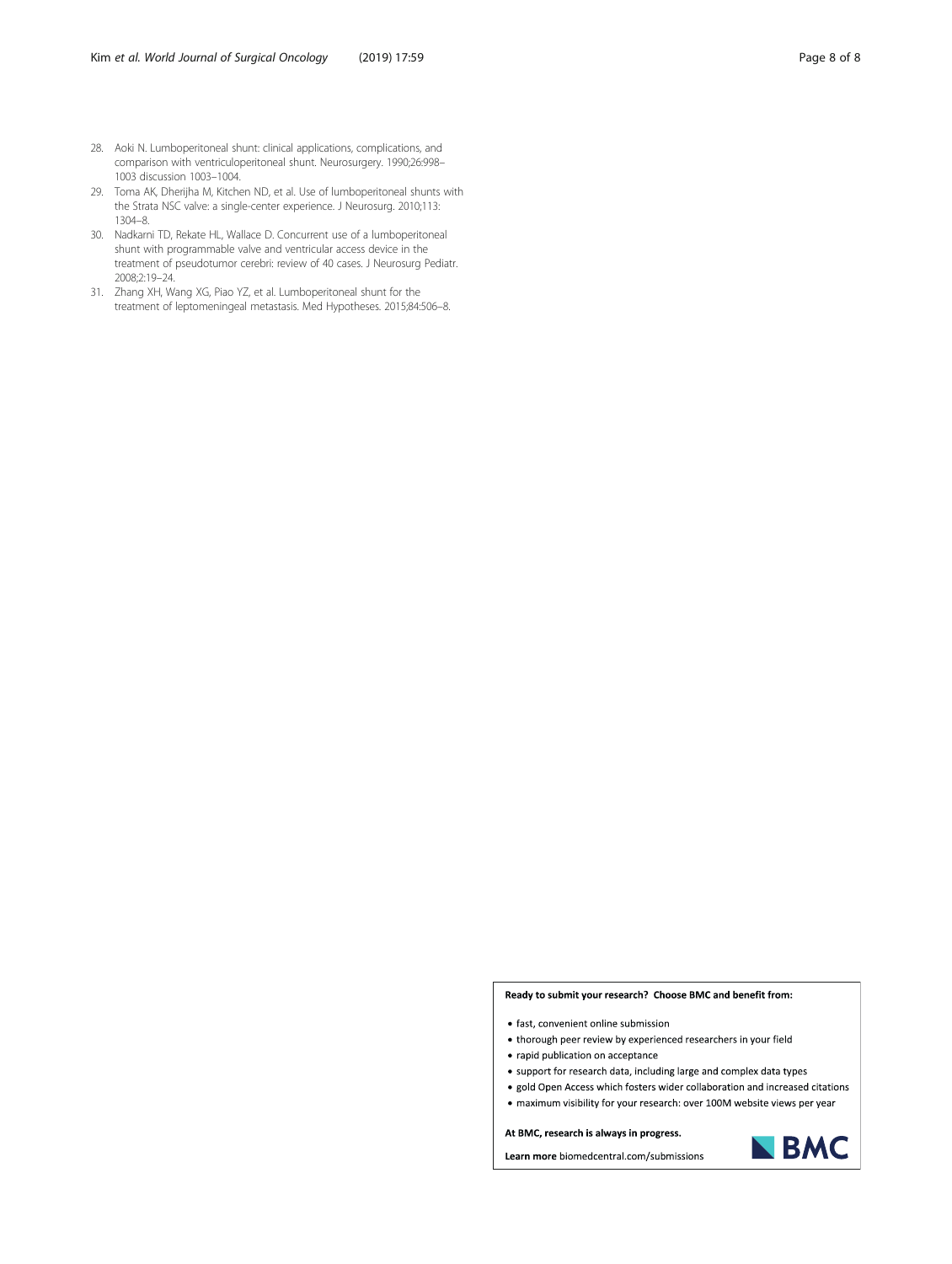28. Aoki N. Lumboperitoneal shunt: clinical applications, complications, and comparison with ventriculoperitoneal shunt. Neurosurgery. 1990;26:998–1003 discussion 1003–1004.
29. Toma AK, Dherijha M, Kitchen ND, et al. Use of lumboperitoneal shunts with the Strata NSC valve: a single-center experience. J Neurosurg. 2010;113:1304–8.
30. Nadkarni TD, Rekate HL, Wallace D. Concurrent use of a lumboperitoneal shunt with programmable valve and ventricular access device in the treatment of pseudotumor cerebri: review of 40 cases. J Neurosurg Pediatr. 2008;2:19–24.
31. Zhang XH, Wang XG, Piao YZ, et al. Lumboperitoneal shunt for the treatment of leptomeningeal metastasis. Med Hypotheses. 2015;84:506–8.

**Ready to submit your research? Choose BMC and benefit from:**

- fast, convenient online submission
- thorough peer review by experienced researchers in your field
- rapid publication on acceptance
- support for research data, including large and complex data types
- gold Open Access which fosters wider collaboration and increased citations
- maximum visibility for your research: over 100M website views per year

**At BMC, research is always in progress.**

**Learn more** biomedcentral.com/submissions

BMC